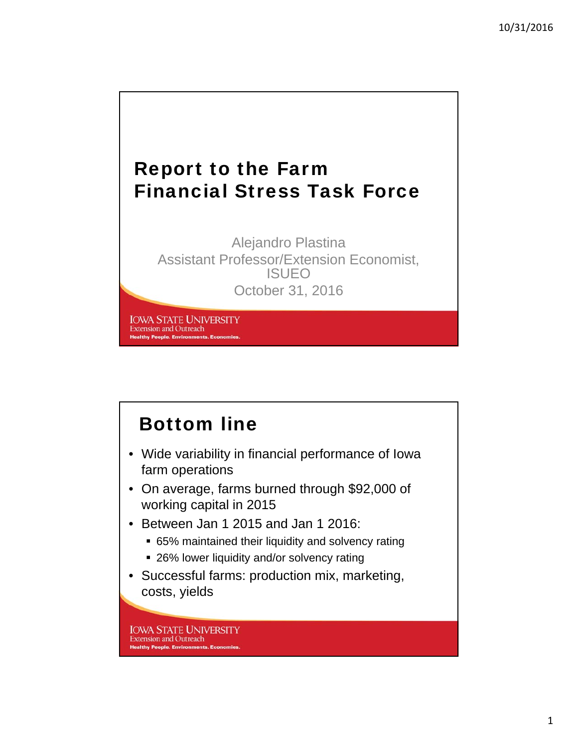# Report to the Farm Financial Stress Task Force

Alejandro Plastina
Assistant Professor/Extension Economist, ISUEO
October 31, 2016

IOWA STATE UNIVERSITY
Extension and Outreach
Healthy People. Environments. Economies.

## Bottom line

- Wide variability in financial performance of Iowa farm operations
- On average, farms burned through $92,000 of working capital in 2015
- Between Jan 1 2015 and Jan 1 2016:
  - 65% maintained their liquidity and solvency rating
  - 26% lower liquidity and/or solvency rating
- Successful farms: production mix, marketing, costs, yields

IOWA STATE UNIVERSITY
Extension and Outreach
Healthy People. Environments. Economies.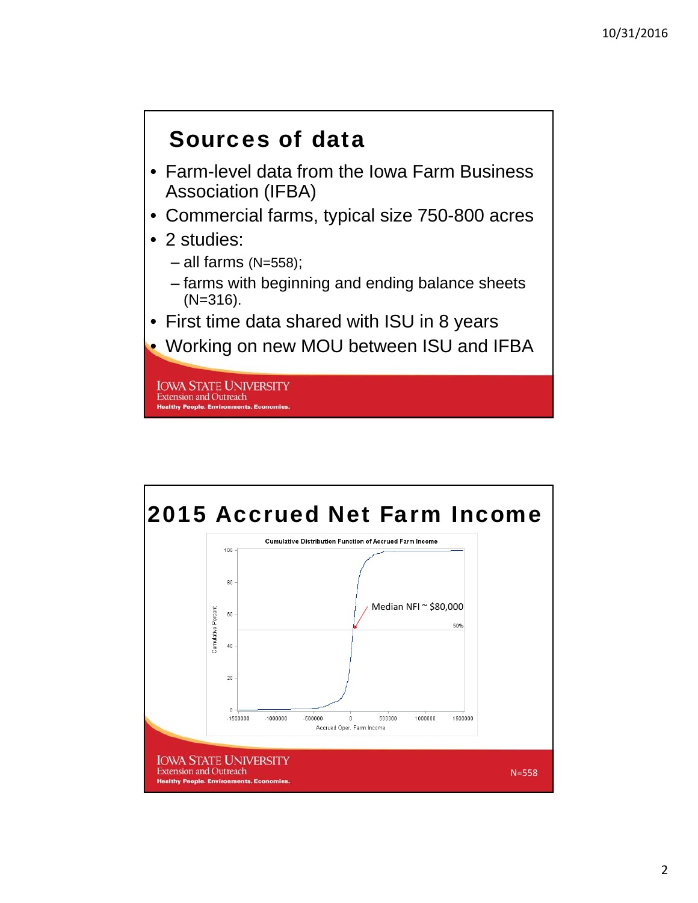# Sources of data

- Farm-level data from the Iowa Farm Business Association (IFBA)
- Commercial farms, typical size 750-800 acres
- 2 studies:
  - all farms (N=558);
  - farms with beginning and ending balance sheets (N=316).
- First time data shared with ISU in 8 years
- Working on new MOU between ISU and IFBA

# 2015 Accrued Net Farm Income

Cumulative Distribution Function of Accrued Farm Income

Median NFI ~ $80,000

N=558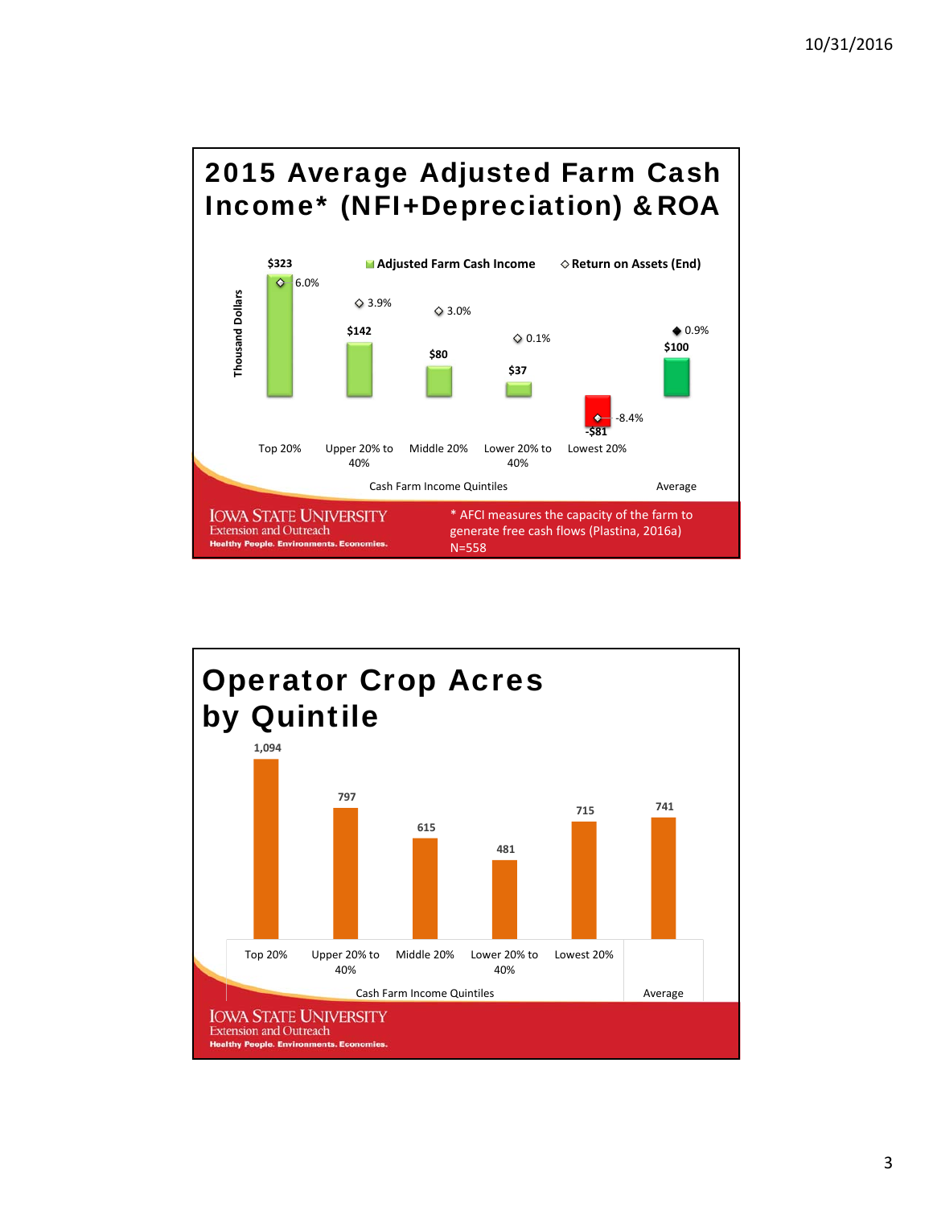## 2015 Average Adjusted Farm Cash Income* (NFI+Depreciation) & ROA

| Cash Farm Income Quintiles | Adjusted Farm Cash Income (Thousand Dollars) | Return on Assets (End) |
|---|---|---|
| Top 20% | $323 | 6.0% |
| Upper 20% to 40% | $142 | 3.9% |
| Middle 20% | $80 | 3.0% |
| Lower 20% to 40% | $37 | 0.1% |
| Lowest 20% | -$81 | -8.4% |
| Average | $100 | 0.9% |

IOWA STATE UNIVERSITY
Extension and Outreach
Healthy People. Environments. Economies.

* AFCI measures the capacity of the farm to generate free cash flows (Plastina, 2016a)
N=558

## Operator Crop Acres by Quintile

| Cash Farm Income Quintiles | Operator Crop Acres |
|---|---|
| Top 20% | 1,094 |
| Upper 20% to 40% | 797 |
| Middle 20% | 615 |
| Lower 20% to 40% | 481 |
| Lowest 20% | 715 |
| Average | 741 |

IOWA STATE UNIVERSITY
Extension and Outreach
Healthy People. Environments. Economies.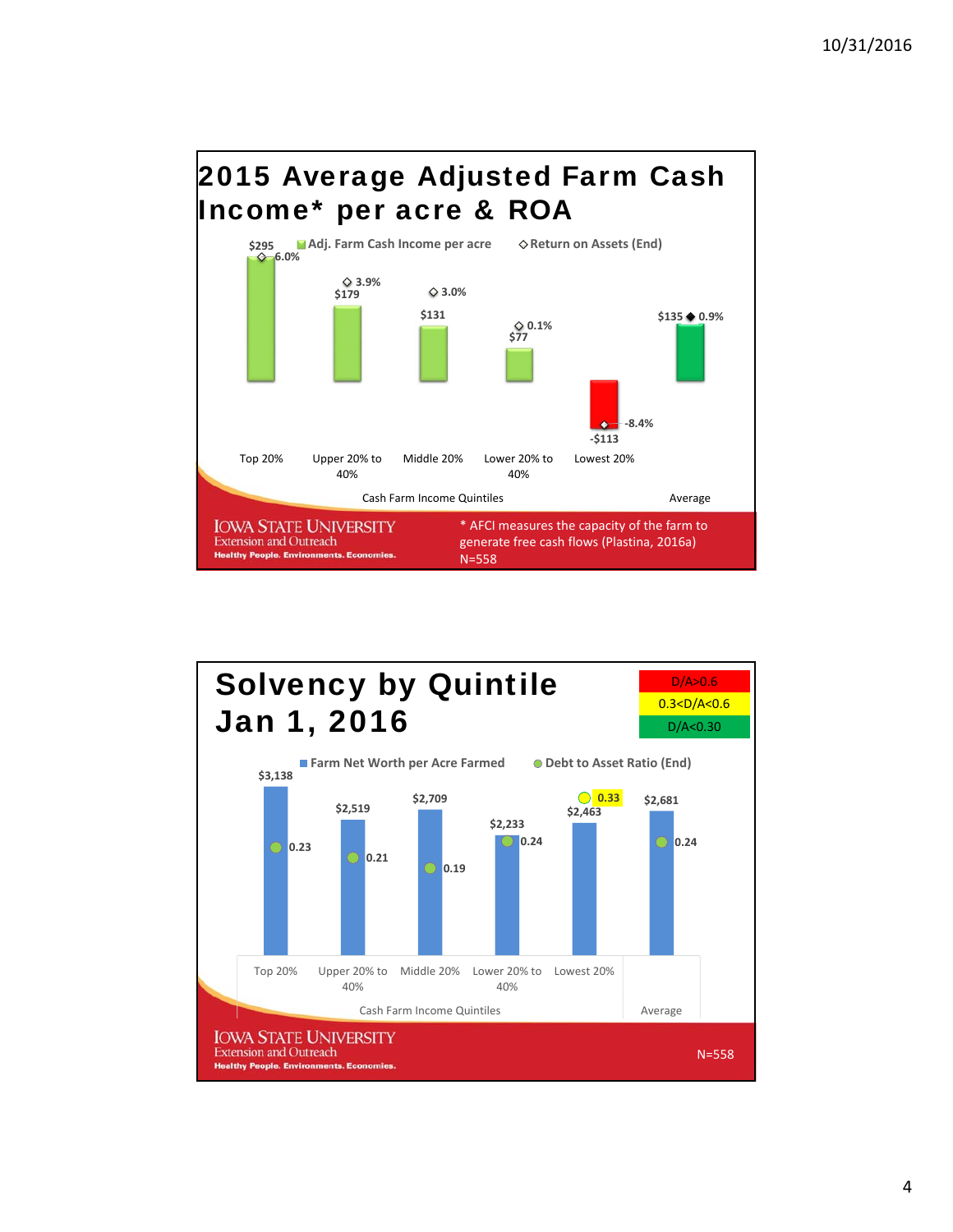## 2015 Average Adjusted Farm Cash Income* per acre & ROA

| Cash Farm Income Quintiles | Adj. Farm Cash Income per acre | Return on Assets (End) |
|---|---|---|
| Top 20% | $295 | 6.0% |
| Upper 20% to 40% | $179 | 3.9% |
| Middle 20% | $131 | 3.0% |
| Lower 20% to 40% | $77 | 0.1% |
| Lowest 20% | -$113 | -8.4% |
| Average | $135 | 0.9% |

* AFCI measures the capacity of the farm to generate free cash flows (Plastina, 2016a)

N=558

## Solvency by Quintile Jan 1, 2016

D/A>0.6
0.3<D/A<0.6
D/A<0.30

| Cash Farm Income Quintiles | Farm Net Worth per Acre Farmed | Debt to Asset Ratio (End) |
|---|---|---|
| Top 20% | $3,138 | 0.23 |
| Upper 20% to 40% | $2,519 | 0.21 |
| Middle 20% | $2,709 | 0.19 |
| Lower 20% to 40% | $2,233 | 0.24 |
| Lowest 20% | $2,463 | 0.33 |
| Average | $2,681 | 0.24 |

N=558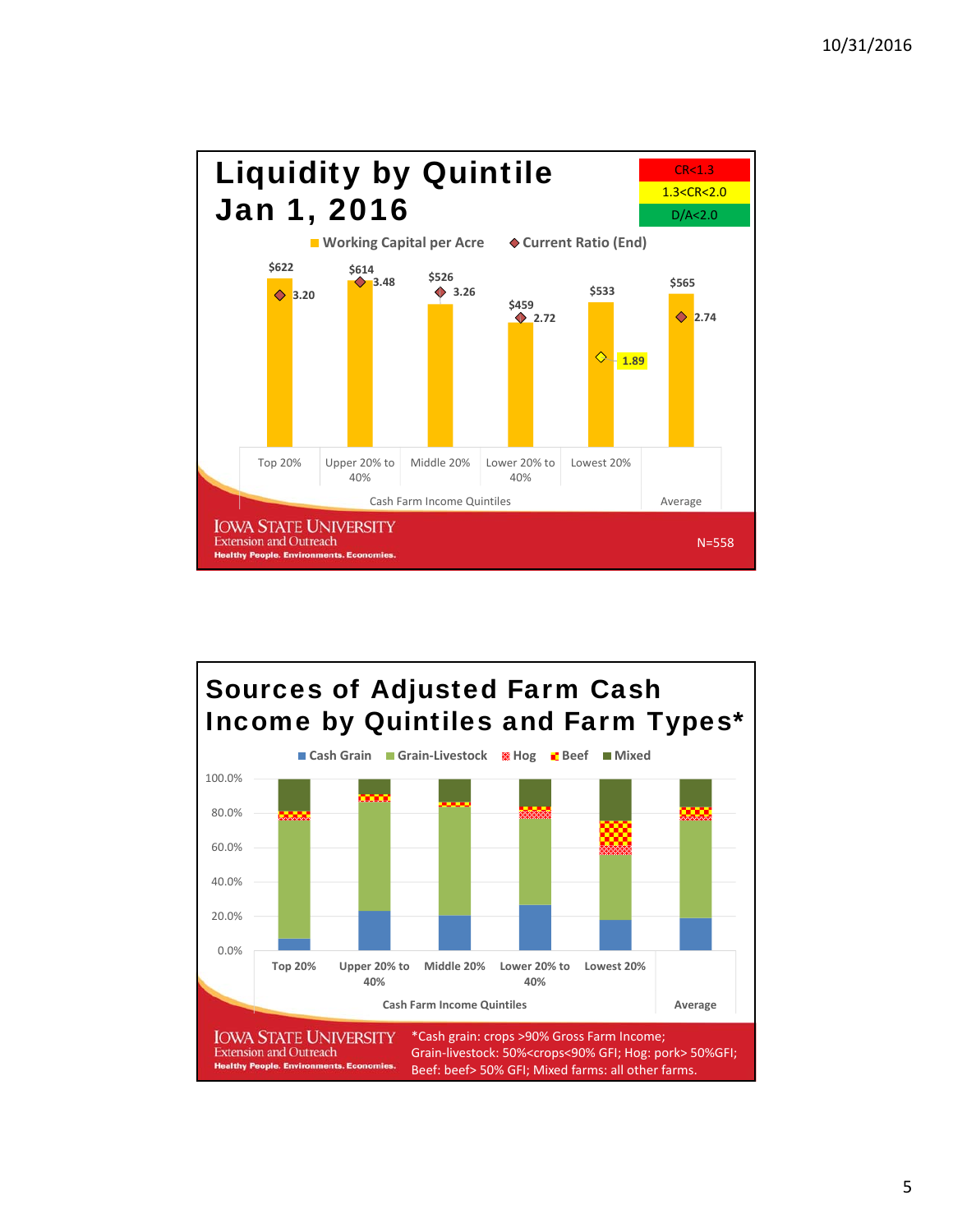# Liquidity by Quintile Jan 1, 2016

| CR<1.3 |
|---|
| 1.3<CR<2.0 |
| D/A<2.0 |

| Cash Farm Income Quintiles | Working Capital per Acre | Current Ratio (End) |
|---|---|---|
| Top 20% | $622 | 3.20 |
| Upper 20% to 40% | $614 | 3.48 |
| Middle 20% | $526 | 3.26 |
| Lower 20% to 40% | $459 | 2.72 |
| Lowest 20% | $533 | 1.89 |
| Average | $565 | 2.74 |

IOWA STATE UNIVERSITY
Extension and Outreach
Healthy People. Environments. Economies.

N=558

# Sources of Adjusted Farm Cash Income by Quintiles and Farm Types*

Legend: Cash Grain, Grain-Livestock, Hog, Beef, Mixed

Y-axis: 0.0%, 20.0%, 40.0%, 60.0%, 80.0%, 100.0%

X-axis (Cash Farm Income Quintiles): Top 20%, Upper 20% to 40%, Middle 20%, Lower 20% to 40%, Lowest 20%, Average

IOWA STATE UNIVERSITY
Extension and Outreach
Healthy People. Environments. Economies.

*Cash grain: crops >90% Gross Farm Income; Grain-livestock: 50%<crops<90% GFI; Hog: pork> 50%GFI; Beef: beef> 50% GFI; Mixed farms: all other farms.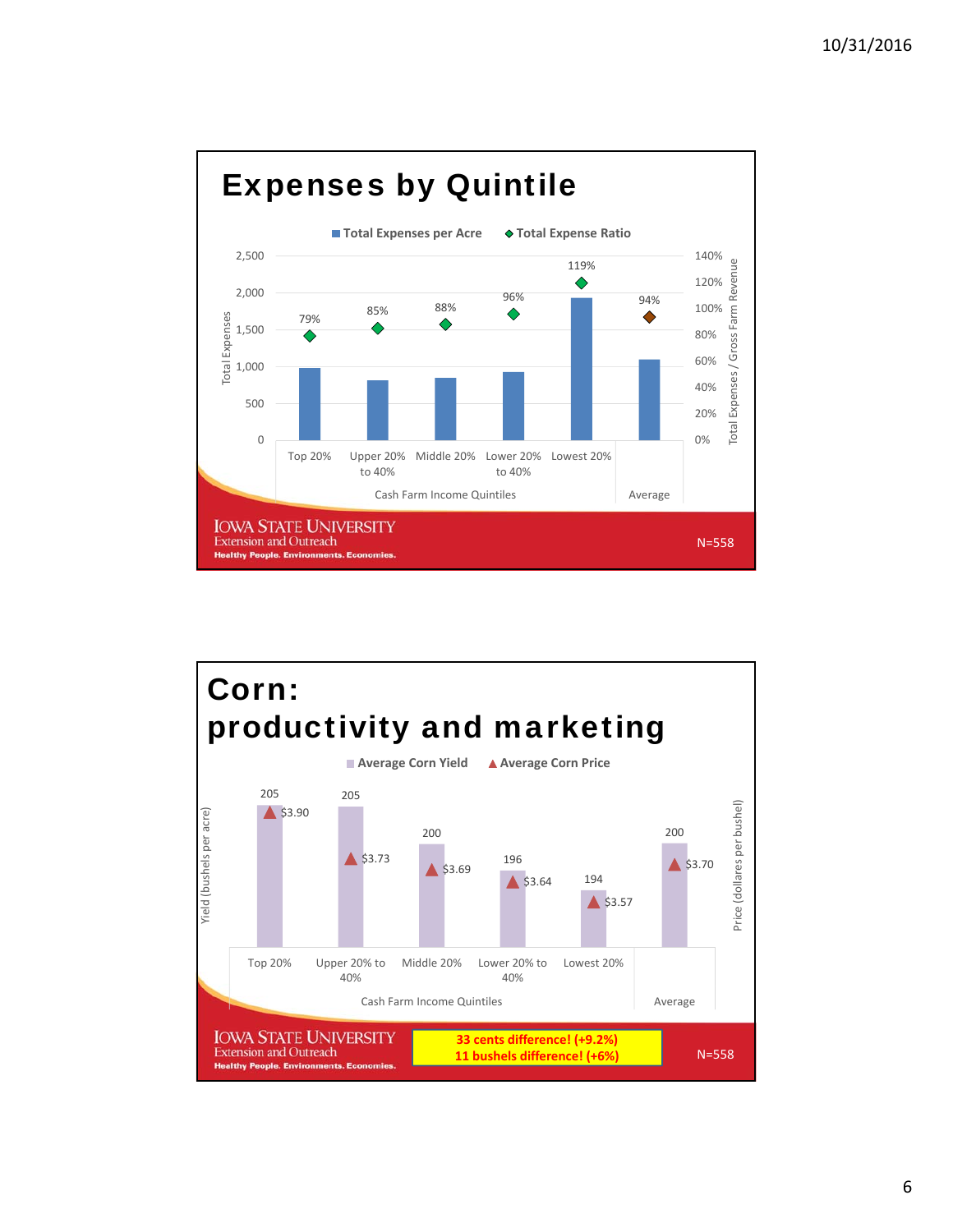## Expenses by Quintile

| Cash Farm Income Quintiles | Total Expense Ratio |
| --- | --- |
| Top 20% | 79% |
| Upper 20% to 40% | 85% |
| Middle 20% | 88% |
| Lower 20% to 40% | 96% |
| Lowest 20% | 119% |
| Average | 94% |

N=558

## Corn: productivity and marketing

| Cash Farm Income Quintiles | Average Corn Yield (bushels per acre) | Average Corn Price (dollars per bushel) |
| --- | --- | --- |
| Top 20% | 205 | $3.90 |
| Upper 20% to 40% | 205 | $3.73 |
| Middle 20% | 200 | $3.69 |
| Lower 20% to 40% | 196 | $3.64 |
| Lowest 20% | 194 | $3.57 |
| Average | 200 | $3.70 |

**33 cents difference! (+9.2%)**
**11 bushels difference! (+6%)**

N=558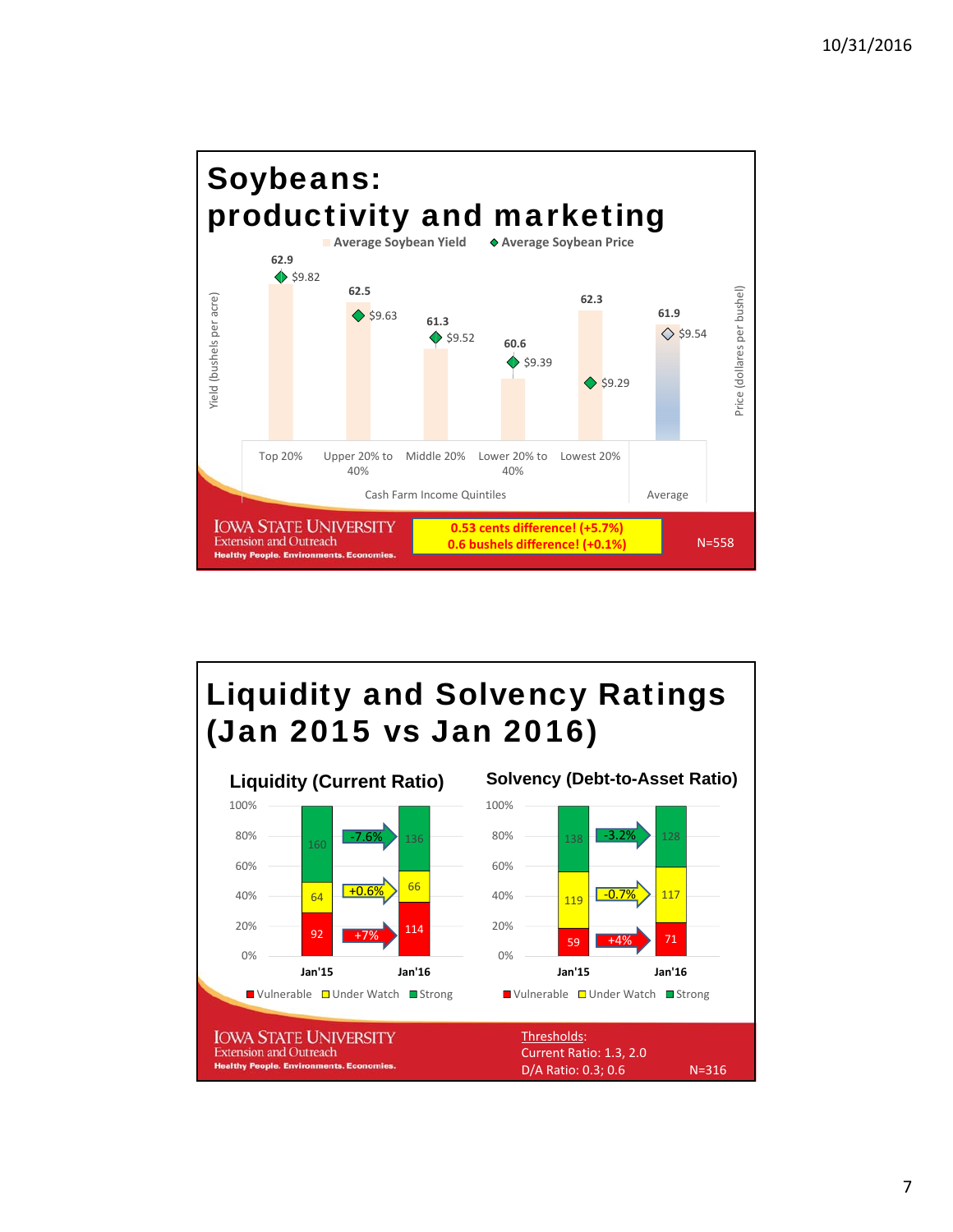## Soybeans: productivity and marketing

Average Soybean Yield ◆ Average Soybean Price

| Cash Farm Income Quintiles | Yield (bushels per acre) | Price (dollars per bushel) |
|---|---|---|
| Top 20% | 62.9 | $9.82 |
| Upper 20% to 40% | 62.5 | $9.63 |
| Middle 20% | 61.3 | $9.52 |
| Lower 20% to 40% | 60.6 | $9.39 |
| Lowest 20% | 62.3 | $9.29 |
| Average | 61.9 | $9.54 |

0.53 cents difference! (+5.7%)
0.6 bushels difference! (+0.1%)

N=558

IOWA STATE UNIVERSITY
Extension and Outreach
Healthy People. Environments. Economies.

## Liquidity and Solvency Ratings (Jan 2015 vs Jan 2016)

### Liquidity (Current Ratio)

| | Jan'15 | Jan'16 | Change |
|---|---|---|---|
| Strong | 160 | 136 | -7.6% |
| Under Watch | 64 | 66 | +0.6% |
| Vulnerable | 92 | 114 | +7% |

### Solvency (Debt-to-Asset Ratio)

| | Jan'15 | Jan'16 | Change |
|---|---|---|---|
| Strong | 138 | 128 | -3.2% |
| Under Watch | 119 | 117 | -0.7% |
| Vulnerable | 59 | 71 | +4% |

Thresholds:
Current Ratio: 1.3, 2.0
D/A Ratio: 0.3; 0.6

N=316

IOWA STATE UNIVERSITY
Extension and Outreach
Healthy People. Environments. Economies.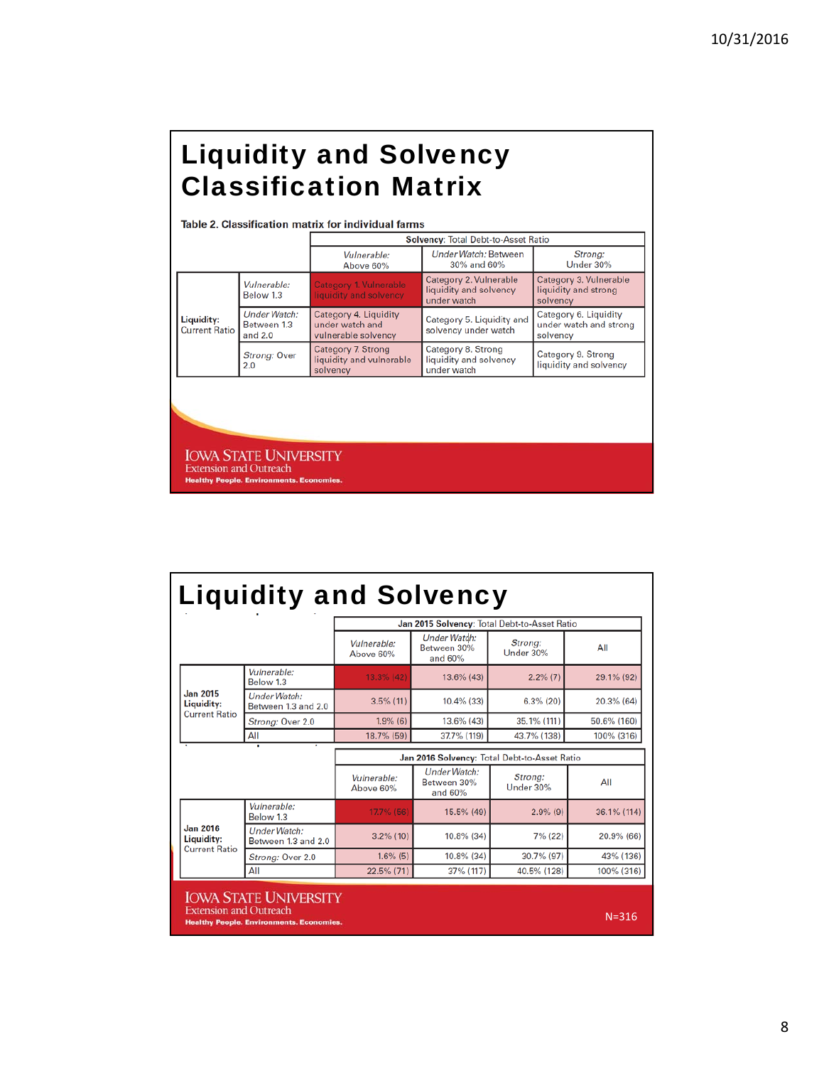# Liquidity and Solvency Classification Matrix

Table 2. Classification matrix for individual farms

| | | **Solvency**: Total Debt-to-Asset Ratio | | |
|---|---|---|---|---|
| | | *Vulnerable:* Above 60% | *Under Watch:* Between 30% and 60% | *Strong:* Under 30% |
| **Liquidity:** Current Ratio | *Vulnerable:* Below 1.3 | Category 1. Vulnerable liquidity and solvency | Category 2. Vulnerable liquidity and solvency under watch | Category 3. Vulnerable liquidity and strong solvency |
| | *Under Watch:* Between 1.3 and 2.0 | Category 4. Liquidity under watch and vulnerable solvency | Category 5. Liquidity and solvency under watch | Category 6. Liquidity under watch and strong solvency |
| | *Strong:* Over 2.0 | Category 7. Strong liquidity and vulnerable solvency | Category 8. Strong liquidity and solvency under watch | Category 9. Strong liquidity and solvency |

IOWA STATE UNIVERSITY
Extension and Outreach
Healthy People. Environments. Economies.

# Liquidity and Solvency

| | | **Jan 2015 Solvency**: Total Debt-to-Asset Ratio | | | |
|---|---|---|---|---|---|
| | | *Vulnerable:* Above 60% | *Under Watch:* Between 30% and 60% | *Strong:* Under 30% | All |
| **Jan 2015 Liquidity:** Current Ratio | *Vulnerable:* Below 1.3 | 13.3% (42) | 13.6% (43) | 2.2% (7) | 29.1% (92) |
| | *Under Watch:* Between 1.3 and 2.0 | 3.5% (11) | 10.4% (33) | 6.3% (20) | 20.3% (64) |
| | *Strong:* Over 2.0 | 1.9% (6) | 13.6% (43) | 35.1% (111) | 50.6% (160) |
| | All | 18.7% (59) | 37.7% (119) | 43.7% (138) | 100% (316) |

| | | **Jan 2016 Solvency**: Total Debt-to-Asset Ratio | | | |
|---|---|---|---|---|---|
| | | *Vulnerable:* Above 60% | *Under Watch:* Between 30% and 60% | *Strong:* Under 30% | All |
| **Jan 2016 Liquidity:** Current Ratio | *Vulnerable:* Below 1.3 | 17.7% (56) | 15.5% (49) | 2.9% (9) | 36.1% (114) |
| | *Under Watch:* Between 1.3 and 2.0 | 3.2% (10) | 10.8% (34) | 7% (22) | 20.9% (66) |
| | *Strong:* Over 2.0 | 1.6% (5) | 10.8% (34) | 30.7% (97) | 43% (136) |
| | All | 22.5% (71) | 37% (117) | 40.5% (128) | 100% (316) |

IOWA STATE UNIVERSITY
Extension and Outreach
Healthy People. Environments. Economies.

N=316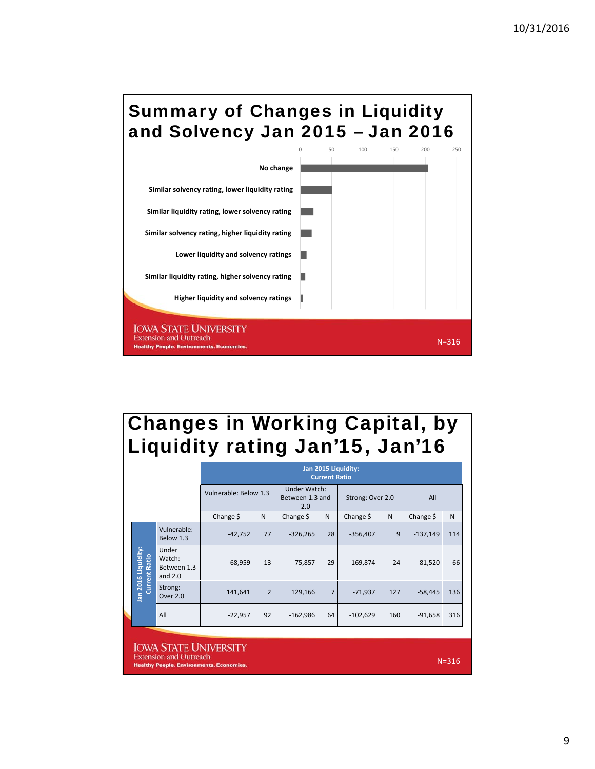# Summary of Changes in Liquidity and Solvency Jan 2015 – Jan 2016

0 50 100 150 200 250

- No change
- Similar solvency rating, lower liquidity rating
- Similar liquidity rating, lower solvency rating
- Similar solvency rating, higher liquidity rating
- Lower liquidity and solvency ratings
- Similar liquidity rating, higher solvency rating
- Higher liquidity and solvency ratings

IOWA STATE UNIVERSITY
Extension and Outreach
Healthy People. Environments. Economies.

N=316

# Changes in Working Capital, by Liquidity rating Jan'15, Jan'16

| Jan 2016 Liquidity: Current Ratio | Jan 2015 Liquidity: Current Ratio | | | | | | | |
|---|---|---|---|---|---|---|---|---|
| | Vulnerable: Below 1.3 | | Under Watch: Between 1.3 and 2.0 | | Strong: Over 2.0 | | All | |
| | Change $ | N | Change $ | N | Change $ | N | Change $ | N |
| Vulnerable: Below 1.3 | -42,752 | 77 | -326,265 | 28 | -356,407 | 9 | -137,149 | 114 |
| Under Watch: Between 1.3 and 2.0 | 68,959 | 13 | -75,857 | 29 | -169,874 | 24 | -81,520 | 66 |
| Strong: Over 2.0 | 141,641 | 2 | 129,166 | 7 | -71,937 | 127 | -58,445 | 136 |
| All | -22,957 | 92 | -162,986 | 64 | -102,629 | 160 | -91,658 | 316 |

IOWA STATE UNIVERSITY
Extension and Outreach
Healthy People. Environments. Economies.

N=316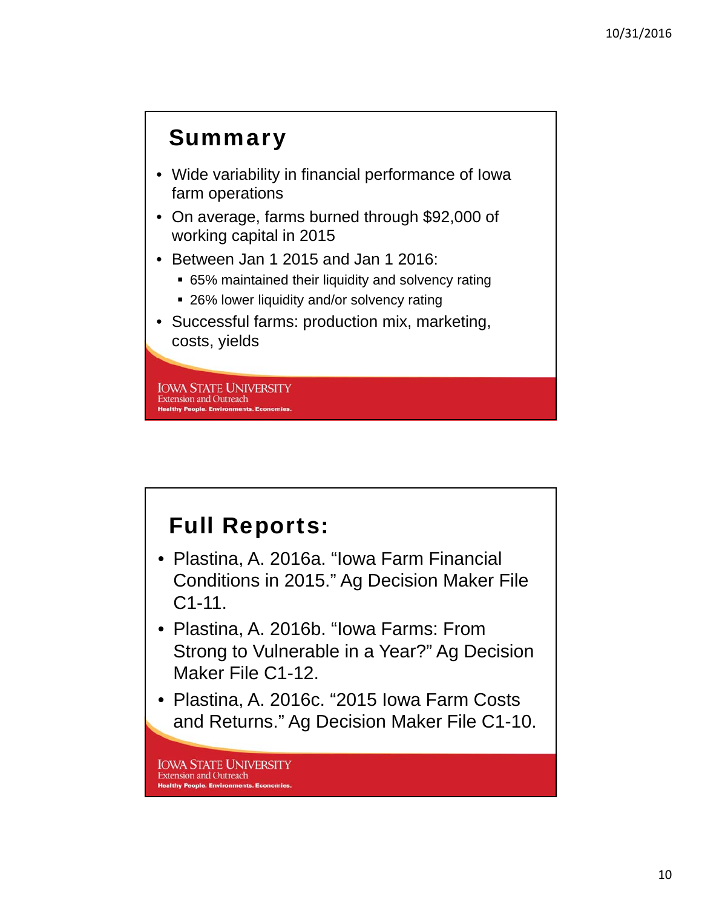## Summary

- Wide variability in financial performance of Iowa farm operations
- On average, farms burned through $92,000 of working capital in 2015
- Between Jan 1 2015 and Jan 1 2016:
  - 65% maintained their liquidity and solvency rating
  - 26% lower liquidity and/or solvency rating
- Successful farms: production mix, marketing, costs, yields

IOWA STATE UNIVERSITY
Extension and Outreach
Healthy People. Environments. Economies.

## Full Reports:

- Plastina, A. 2016a. "Iowa Farm Financial Conditions in 2015." Ag Decision Maker File C1-11.
- Plastina, A. 2016b. "Iowa Farms: From Strong to Vulnerable in a Year?" Ag Decision Maker File C1-12.
- Plastina, A. 2016c. "2015 Iowa Farm Costs and Returns." Ag Decision Maker File C1-10.

IOWA STATE UNIVERSITY
Extension and Outreach
Healthy People. Environments. Economies.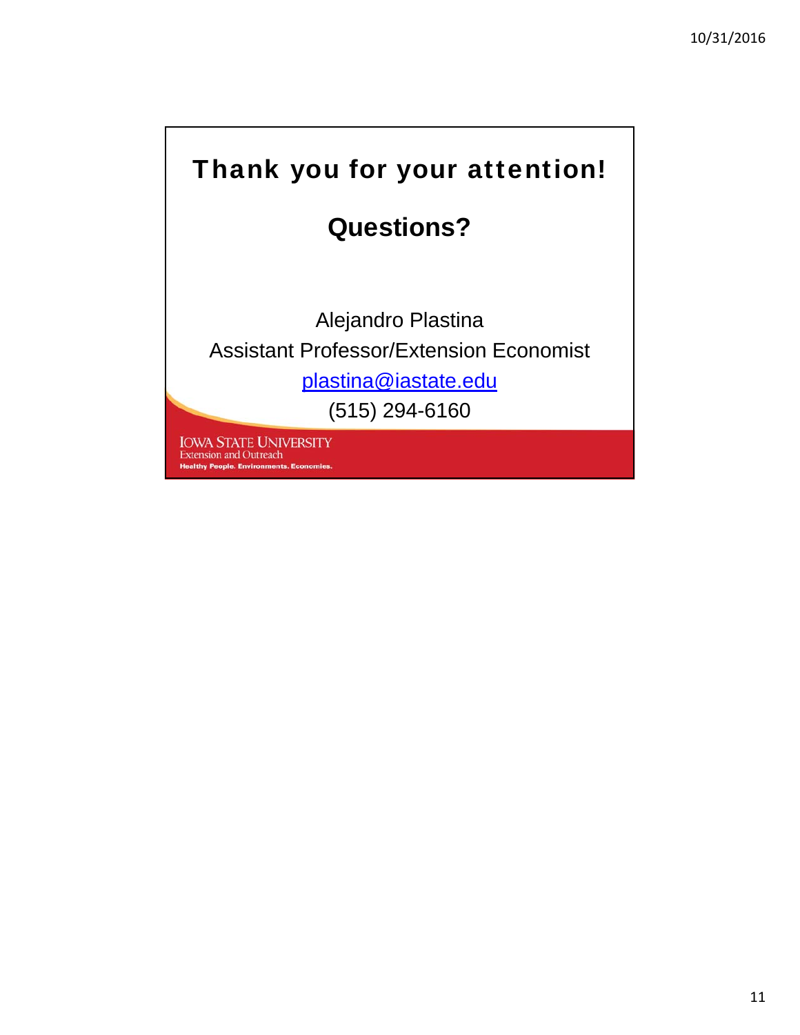# Thank you for your attention!

## Questions?

Alejandro Plastina

Assistant Professor/Extension Economist

plastina@iastate.edu

(515) 294-6160

IOWA STATE UNIVERSITY
Extension and Outreach
Healthy People. Environments. Economies.